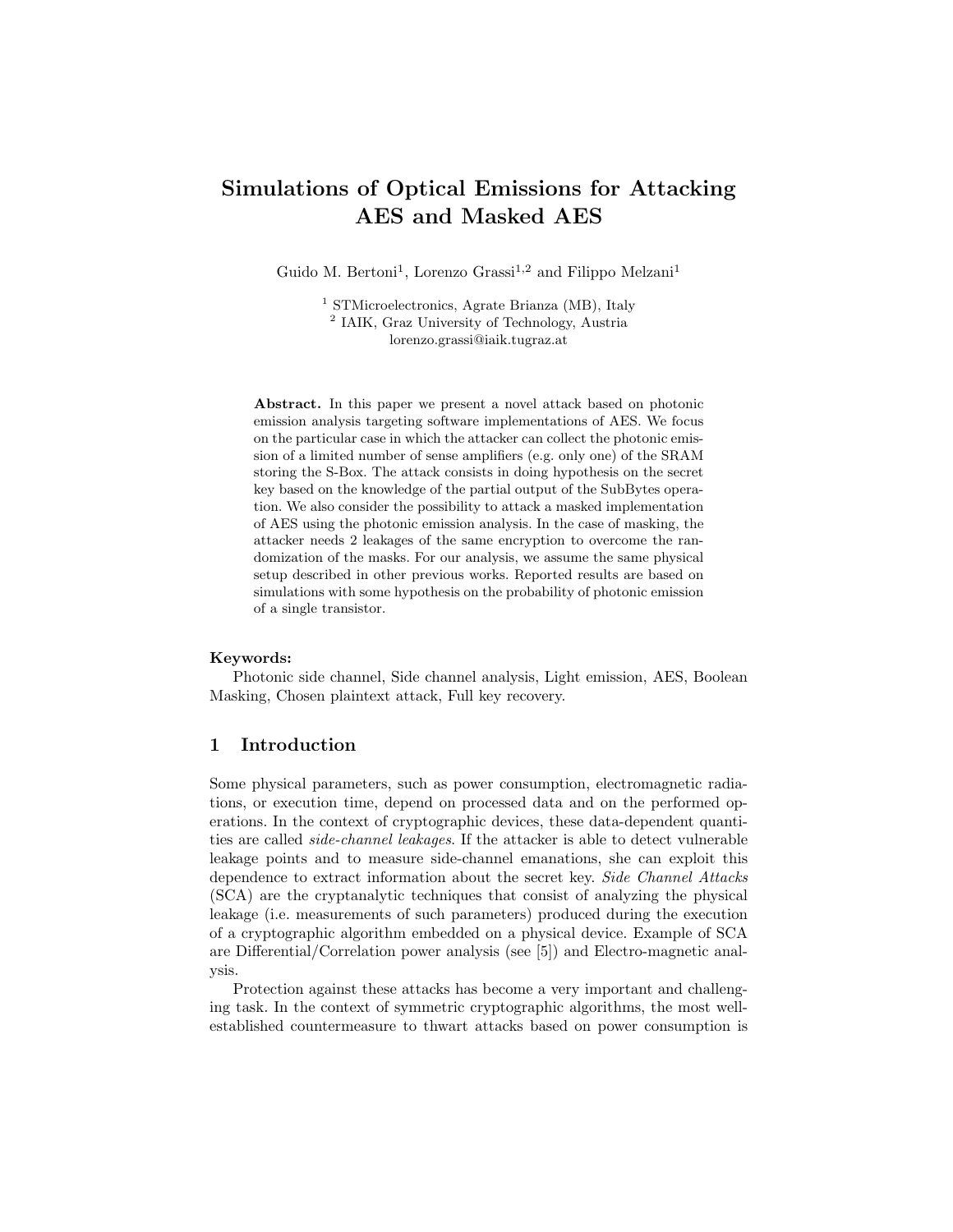# Simulations of Optical Emissions for Attacking AES and Masked AES

Guido M. Bertoni[1], Lorenzo Grassi[1,2] and Filippo Melzani[1]

[1] STMicroelectronics, Agrate Brianza (MB), Italy
[2] IAIK, Graz University of Technology, Austria
lorenzo.grassi@iaik.tugraz.at

**Abstract.** In this paper we present a novel attack based on photonic emission analysis targeting software implementations of AES. We focus on the particular case in which the attacker can collect the photonic emission of a limited number of sense amplifiers (e.g. only one) of the SRAM storing the S-Box. The attack consists in doing hypothesis on the secret key based on the knowledge of the partial output of the SubBytes operation. We also consider the possibility to attack a masked implementation of AES using the photonic emission analysis. In the case of masking, the attacker needs 2 leakages of the same encryption to overcome the randomization of the masks. For our analysis, we assume the same physical setup described in other previous works. Reported results are based on simulations with some hypothesis on the probability of photonic emission of a single transistor.

**Keywords:**
Photonic side channel, Side channel analysis, Light emission, AES, Boolean Masking, Chosen plaintext attack, Full key recovery.

## 1 Introduction

Some physical parameters, such as power consumption, electromagnetic radiations, or execution time, depend on processed data and on the performed operations. In the context of cryptographic devices, these data-dependent quantities are called *side-channel leakages*. If the attacker is able to detect vulnerable leakage points and to measure side-channel emanations, she can exploit this dependence to extract information about the secret key. *Side Channel Attacks* (SCA) are the cryptanalytic techniques that consist of analyzing the physical leakage (i.e. measurements of such parameters) produced during the execution of a cryptographic algorithm embedded on a physical device. Example of SCA are Differential/Correlation power analysis (see [5]) and Electro-magnetic analysis.

Protection against these attacks has become a very important and challenging task. In the context of symmetric cryptographic algorithms, the most well-established countermeasure to thwart attacks based on power consumption is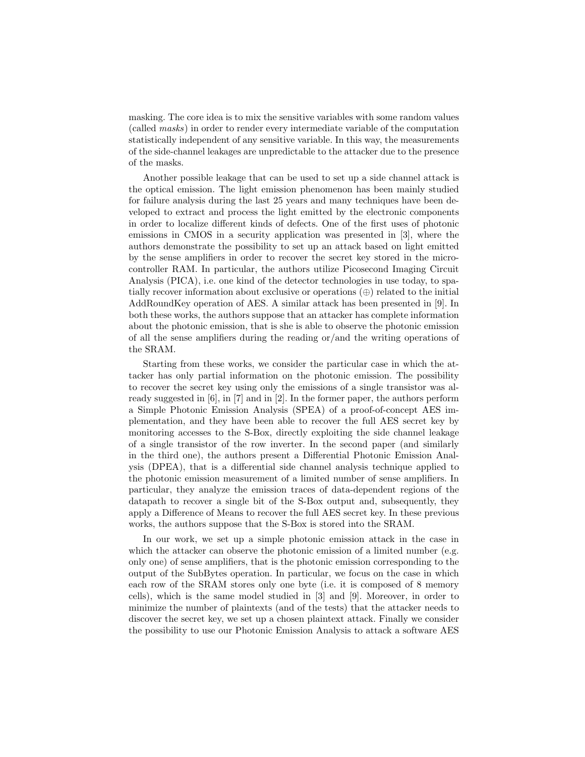masking. The core idea is to mix the sensitive variables with some random values (called *masks*) in order to render every intermediate variable of the computation statistically independent of any sensitive variable. In this way, the measurements of the side-channel leakages are unpredictable to the attacker due to the presence of the masks.

Another possible leakage that can be used to set up a side channel attack is the optical emission. The light emission phenomenon has been mainly studied for failure analysis during the last 25 years and many techniques have been developed to extract and process the light emitted by the electronic components in order to localize different kinds of defects. One of the first uses of photonic emissions in CMOS in a security application was presented in [3], where the authors demonstrate the possibility to set up an attack based on light emitted by the sense amplifiers in order to recover the secret key stored in the microcontroller RAM. In particular, the authors utilize Picosecond Imaging Circuit Analysis (PICA), i.e. one kind of the detector technologies in use today, to spatially recover information about exclusive or operations ($\oplus$) related to the initial AddRoundKey operation of AES. A similar attack has been presented in [9]. In both these works, the authors suppose that an attacker has complete information about the photonic emission, that is she is able to observe the photonic emission of all the sense amplifiers during the reading or/and the writing operations of the SRAM.

Starting from these works, we consider the particular case in which the attacker has only partial information on the photonic emission. The possibility to recover the secret key using only the emissions of a single transistor was already suggested in [6], in [7] and in [2]. In the former paper, the authors perform a Simple Photonic Emission Analysis (SPEA) of a proof-of-concept AES implementation, and they have been able to recover the full AES secret key by monitoring accesses to the S-Box, directly exploiting the side channel leakage of a single transistor of the row inverter. In the second paper (and similarly in the third one), the authors present a Differential Photonic Emission Analysis (DPEA), that is a differential side channel analysis technique applied to the photonic emission measurement of a limited number of sense amplifiers. In particular, they analyze the emission traces of data-dependent regions of the datapath to recover a single bit of the S-Box output and, subsequently, they apply a Difference of Means to recover the full AES secret key. In these previous works, the authors suppose that the S-Box is stored into the SRAM.

In our work, we set up a simple photonic emission attack in the case in which the attacker can observe the photonic emission of a limited number (e.g. only one) of sense amplifiers, that is the photonic emission corresponding to the output of the SubBytes operation. In particular, we focus on the case in which each row of the SRAM stores only one byte (i.e. it is composed of 8 memory cells), which is the same model studied in [3] and [9]. Moreover, in order to minimize the number of plaintexts (and of the tests) that the attacker needs to discover the secret key, we set up a chosen plaintext attack. Finally we consider the possibility to use our Photonic Emission Analysis to attack a software AES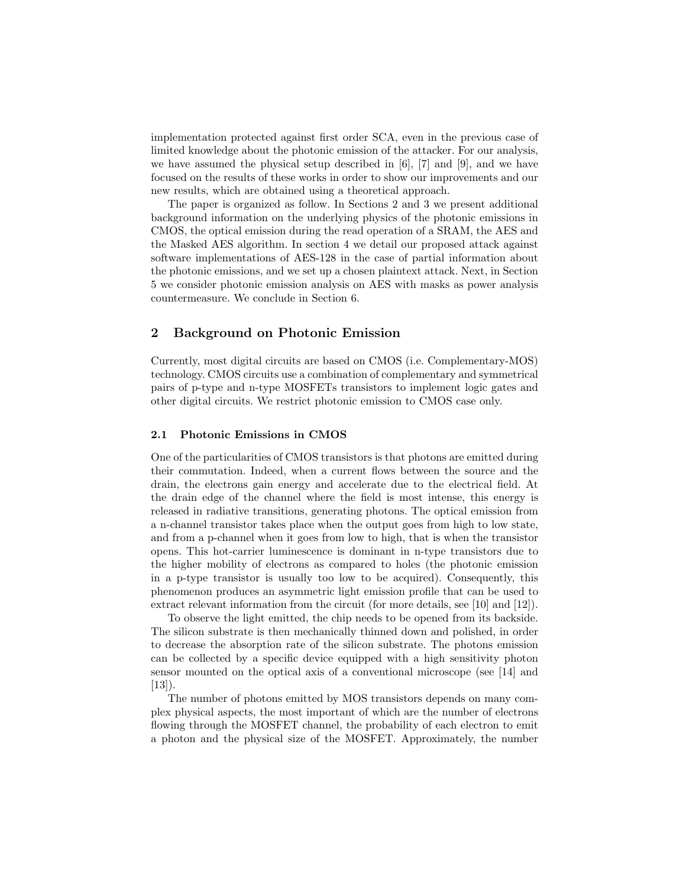implementation protected against first order SCA, even in the previous case of limited knowledge about the photonic emission of the attacker. For our analysis, we have assumed the physical setup described in [6], [7] and [9], and we have focused on the results of these works in order to show our improvements and our new results, which are obtained using a theoretical approach.

The paper is organized as follow. In Sections 2 and 3 we present additional background information on the underlying physics of the photonic emissions in CMOS, the optical emission during the read operation of a SRAM, the AES and the Masked AES algorithm. In section 4 we detail our proposed attack against software implementations of AES-128 in the case of partial information about the photonic emissions, and we set up a chosen plaintext attack. Next, in Section 5 we consider photonic emission analysis on AES with masks as power analysis countermeasure. We conclude in Section 6.

## 2 Background on Photonic Emission

Currently, most digital circuits are based on CMOS (i.e. Complementary-MOS) technology. CMOS circuits use a combination of complementary and symmetrical pairs of p-type and n-type MOSFETs transistors to implement logic gates and other digital circuits. We restrict photonic emission to CMOS case only.

### 2.1 Photonic Emissions in CMOS

One of the particularities of CMOS transistors is that photons are emitted during their commutation. Indeed, when a current flows between the source and the drain, the electrons gain energy and accelerate due to the electrical field. At the drain edge of the channel where the field is most intense, this energy is released in radiative transitions, generating photons. The optical emission from a n-channel transistor takes place when the output goes from high to low state, and from a p-channel when it goes from low to high, that is when the transistor opens. This hot-carrier luminescence is dominant in n-type transistors due to the higher mobility of electrons as compared to holes (the photonic emission in a p-type transistor is usually too low to be acquired). Consequently, this phenomenon produces an asymmetric light emission profile that can be used to extract relevant information from the circuit (for more details, see [10] and [12]).

To observe the light emitted, the chip needs to be opened from its backside. The silicon substrate is then mechanically thinned down and polished, in order to decrease the absorption rate of the silicon substrate. The photons emission can be collected by a specific device equipped with a high sensitivity photon sensor mounted on the optical axis of a conventional microscope (see [14] and [13]).

The number of photons emitted by MOS transistors depends on many complex physical aspects, the most important of which are the number of electrons flowing through the MOSFET channel, the probability of each electron to emit a photon and the physical size of the MOSFET. Approximately, the number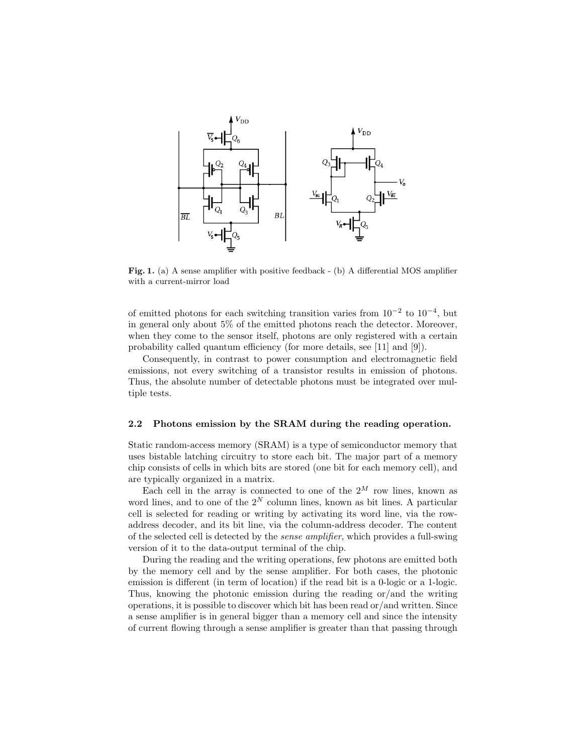**Fig. 1.** (a) A sense amplifier with positive feedback - (b) A differential MOS amplifier with a current-mirror load

of emitted photons for each switching transition varies from $10^{-2}$ to $10^{-4}$, but in general only about 5% of the emitted photons reach the detector. Moreover, when they come to the sensor itself, photons are only registered with a certain probability called quantum efficiency (for more details, see [11] and [9]).

Consequently, in contrast to power consumption and electromagnetic field emissions, not every switching of a transistor results in emission of photons. Thus, the absolute number of detectable photons must be integrated over multiple tests.

### 2.2 Photons emission by the SRAM during the reading operation.

Static random-access memory (SRAM) is a type of semiconductor memory that uses bistable latching circuitry to store each bit. The major part of a memory chip consists of cells in which bits are stored (one bit for each memory cell), and are typically organized in a matrix.

Each cell in the array is connected to one of the $2^M$ row lines, known as word lines, and to one of the $2^N$ column lines, known as bit lines. A particular cell is selected for reading or writing by activating its word line, via the row-address decoder, and its bit line, via the column-address decoder. The content of the selected cell is detected by the *sense amplifier*, which provides a full-swing version of it to the data-output terminal of the chip.

During the reading and the writing operations, few photons are emitted both by the memory cell and by the sense amplifier. For both cases, the photonic emission is different (in term of location) if the read bit is a 0-logic or a 1-logic. Thus, knowing the photonic emission during the reading or/and the writing operations, it is possible to discover which bit has been read or/and written. Since a sense amplifier is in general bigger than a memory cell and since the intensity of current flowing through a sense amplifier is greater than that passing through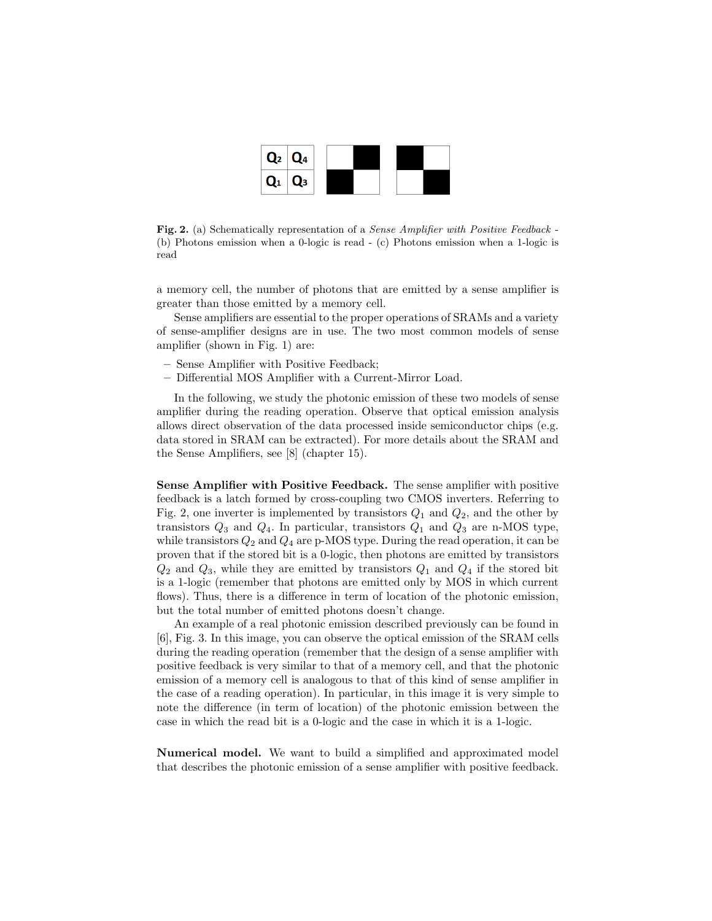| Q2 | Q4 |
|---|---|
| Q1 | Q3 |

**Fig. 2.** (a) Schematically representation of a *Sense Amplifier with Positive Feedback* - (b) Photons emission when a 0-logic is read - (c) Photons emission when a 1-logic is read

a memory cell, the number of photons that are emitted by a sense amplifier is greater than those emitted by a memory cell.

Sense amplifiers are essential to the proper operations of SRAMs and a variety of sense-amplifier designs are in use. The two most common models of sense amplifier (shown in Fig. 1) are:

- Sense Amplifier with Positive Feedback;
- Differential MOS Amplifier with a Current-Mirror Load.

In the following, we study the photonic emission of these two models of sense amplifier during the reading operation. Observe that optical emission analysis allows direct observation of the data processed inside semiconductor chips (e.g. data stored in SRAM can be extracted). For more details about the SRAM and the Sense Amplifiers, see [8] (chapter 15).

**Sense Amplifier with Positive Feedback.** The sense amplifier with positive feedback is a latch formed by cross-coupling two CMOS inverters. Referring to Fig. 2, one inverter is implemented by transistors $Q_1$ and $Q_2$, and the other by transistors $Q_3$ and $Q_4$. In particular, transistors $Q_1$ and $Q_3$ are n-MOS type, while transistors $Q_2$ and $Q_4$ are p-MOS type. During the read operation, it can be proven that if the stored bit is a 0-logic, then photons are emitted by transistors $Q_2$ and $Q_3$, while they are emitted by transistors $Q_1$ and $Q_4$ if the stored bit is a 1-logic (remember that photons are emitted only by MOS in which current flows). Thus, there is a difference in term of location of the photonic emission, but the total number of emitted photons doesn't change.

An example of a real photonic emission described previously can be found in [6], Fig. 3. In this image, you can observe the optical emission of the SRAM cells during the reading operation (remember that the design of a sense amplifier with positive feedback is very similar to that of a memory cell, and that the photonic emission of a memory cell is analogous to that of this kind of sense amplifier in the case of a reading operation). In particular, in this image it is very simple to note the difference (in term of location) of the photonic emission between the case in which the read bit is a 0-logic and the case in which it is a 1-logic.

**Numerical model.** We want to build a simplified and approximated model that describes the photonic emission of a sense amplifier with positive feedback.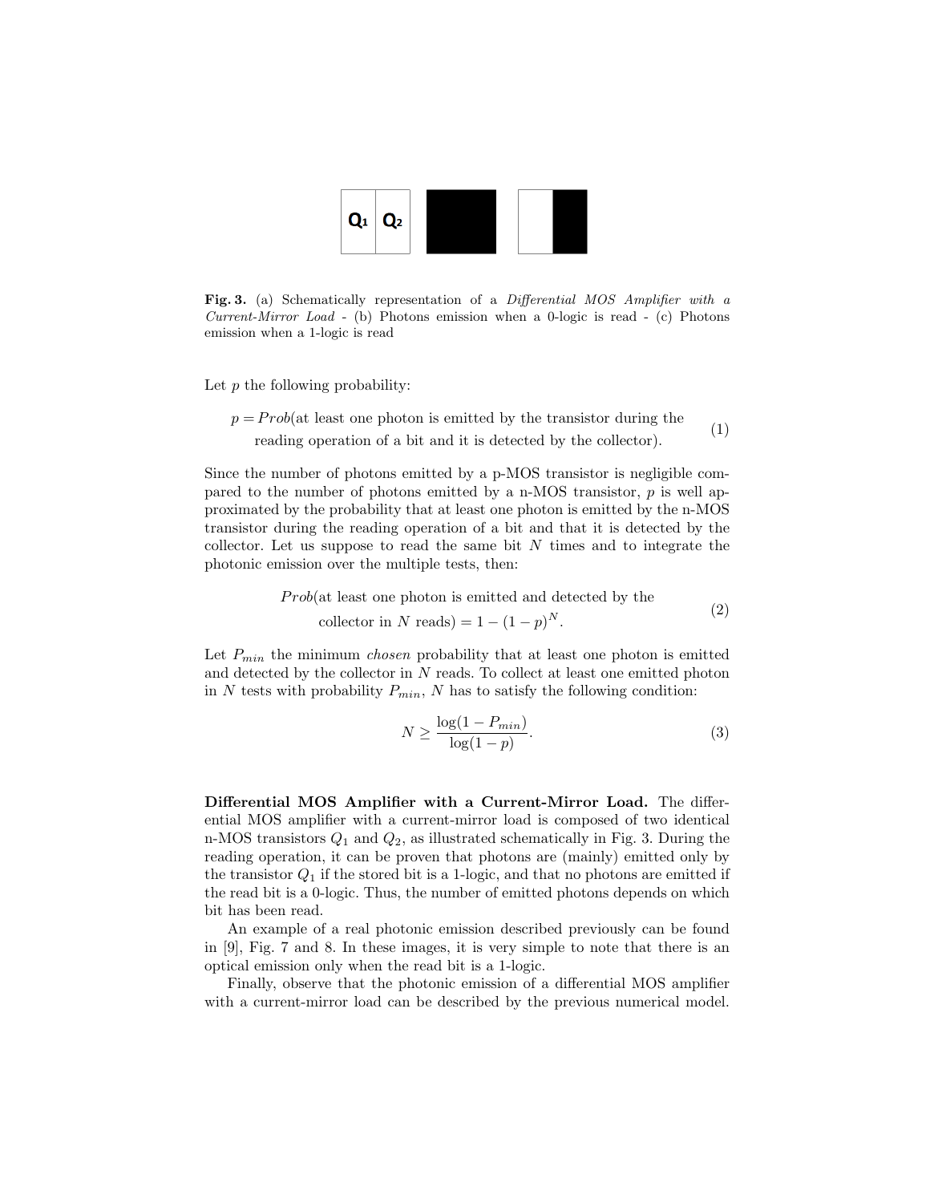Q1 Q2

**Fig. 3.** (a) Schematically representation of a *Differential MOS Amplifier with a Current-Mirror Load* - (b) Photons emission when a 0-logic is read - (c) Photons emission when a 1-logic is read

Let $p$ the following probability:

$$p = Prob(\text{at least one photon is emitted by the transistor during the reading operation of a bit and it is detected by the collector}). \tag{1}$$

Since the number of photons emitted by a p-MOS transistor is negligible compared to the number of photons emitted by a n-MOS transistor, $p$ is well approximated by the probability that at least one photon is emitted by the n-MOS transistor during the reading operation of a bit and that it is detected by the collector. Let us suppose to read the same bit $N$ times and to integrate the photonic emission over the multiple tests, then:

$$Prob(\text{at least one photon is emitted and detected by the collector in } N \text{ reads}) = 1 - (1-p)^N. \tag{2}$$

Let $P_{min}$ the minimum *chosen* probability that at least one photon is emitted and detected by the collector in $N$ reads. To collect at least one emitted photon in $N$ tests with probability $P_{min}$, $N$ has to satisfy the following condition:

$$N \geq \frac{\log(1 - P_{min})}{\log(1 - p)}. \tag{3}$$

**Differential MOS Amplifier with a Current-Mirror Load.** The differential MOS amplifier with a current-mirror load is composed of two identical n-MOS transistors $Q_1$ and $Q_2$, as illustrated schematically in Fig. 3. During the reading operation, it can be proven that photons are (mainly) emitted only by the transistor $Q_1$ if the stored bit is a 1-logic, and that no photons are emitted if the read bit is a 0-logic. Thus, the number of emitted photons depends on which bit has been read.

An example of a real photonic emission described previously can be found in [9], Fig. 7 and 8. In these images, it is very simple to note that there is an optical emission only when the read bit is a 1-logic.

Finally, observe that the photonic emission of a differential MOS amplifier with a current-mirror load can be described by the previous numerical model.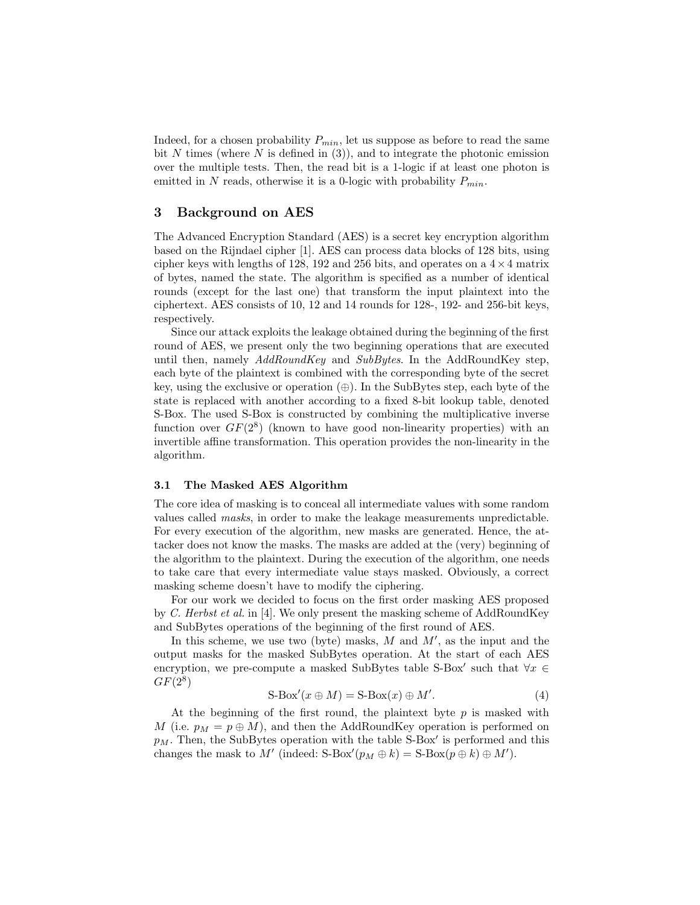Indeed, for a chosen probability $P_{min}$, let us suppose as before to read the same bit $N$ times (where $N$ is defined in (3)), and to integrate the photonic emission over the multiple tests. Then, the read bit is a 1-logic if at least one photon is emitted in $N$ reads, otherwise it is a 0-logic with probability $P_{min}$.

## 3 Background on AES

The Advanced Encryption Standard (AES) is a secret key encryption algorithm based on the Rijndael cipher [1]. AES can process data blocks of 128 bits, using cipher keys with lengths of 128, 192 and 256 bits, and operates on a $4 \times 4$ matrix of bytes, named the state. The algorithm is specified as a number of identical rounds (except for the last one) that transform the input plaintext into the ciphertext. AES consists of 10, 12 and 14 rounds for 128-, 192- and 256-bit keys, respectively.

Since our attack exploits the leakage obtained during the beginning of the first round of AES, we present only the two beginning operations that are executed until then, namely *AddRoundKey* and *SubBytes*. In the AddRoundKey step, each byte of the plaintext is combined with the corresponding byte of the secret key, using the exclusive or operation ($\oplus$). In the SubBytes step, each byte of the state is replaced with another according to a fixed 8-bit lookup table, denoted S-Box. The used S-Box is constructed by combining the multiplicative inverse function over $GF(2^8)$ (known to have good non-linearity properties) with an invertible affine transformation. This operation provides the non-linearity in the algorithm.

### 3.1 The Masked AES Algorithm

The core idea of masking is to conceal all intermediate values with some random values called *masks*, in order to make the leakage measurements unpredictable. For every execution of the algorithm, new masks are generated. Hence, the attacker does not know the masks. The masks are added at the (very) beginning of the algorithm to the plaintext. During the execution of the algorithm, one needs to take care that every intermediate value stays masked. Obviously, a correct masking scheme doesn't have to modify the ciphering.

For our work we decided to focus on the first order masking AES proposed by *C. Herbst et al.* in [4]. We only present the masking scheme of AddRoundKey and SubBytes operations of the beginning of the first round of AES.

In this scheme, we use two (byte) masks, $M$ and $M'$, as the input and the output masks for the masked SubBytes operation. At the start of each AES encryption, we pre-compute a masked SubBytes table S-Box$'$ such that $\forall x \in GF(2^8)$

$$\text{S-Box}'(x \oplus M) = \text{S-Box}(x) \oplus M'. \tag{4}$$

At the beginning of the first round, the plaintext byte $p$ is masked with $M$ (i.e. $p_M = p \oplus M$), and then the AddRoundKey operation is performed on $p_M$. Then, the SubBytes operation with the table S-Box$'$ is performed and this changes the mask to $M'$ (indeed: $\text{S-Box}'(p_M \oplus k) = \text{S-Box}(p \oplus k) \oplus M'$).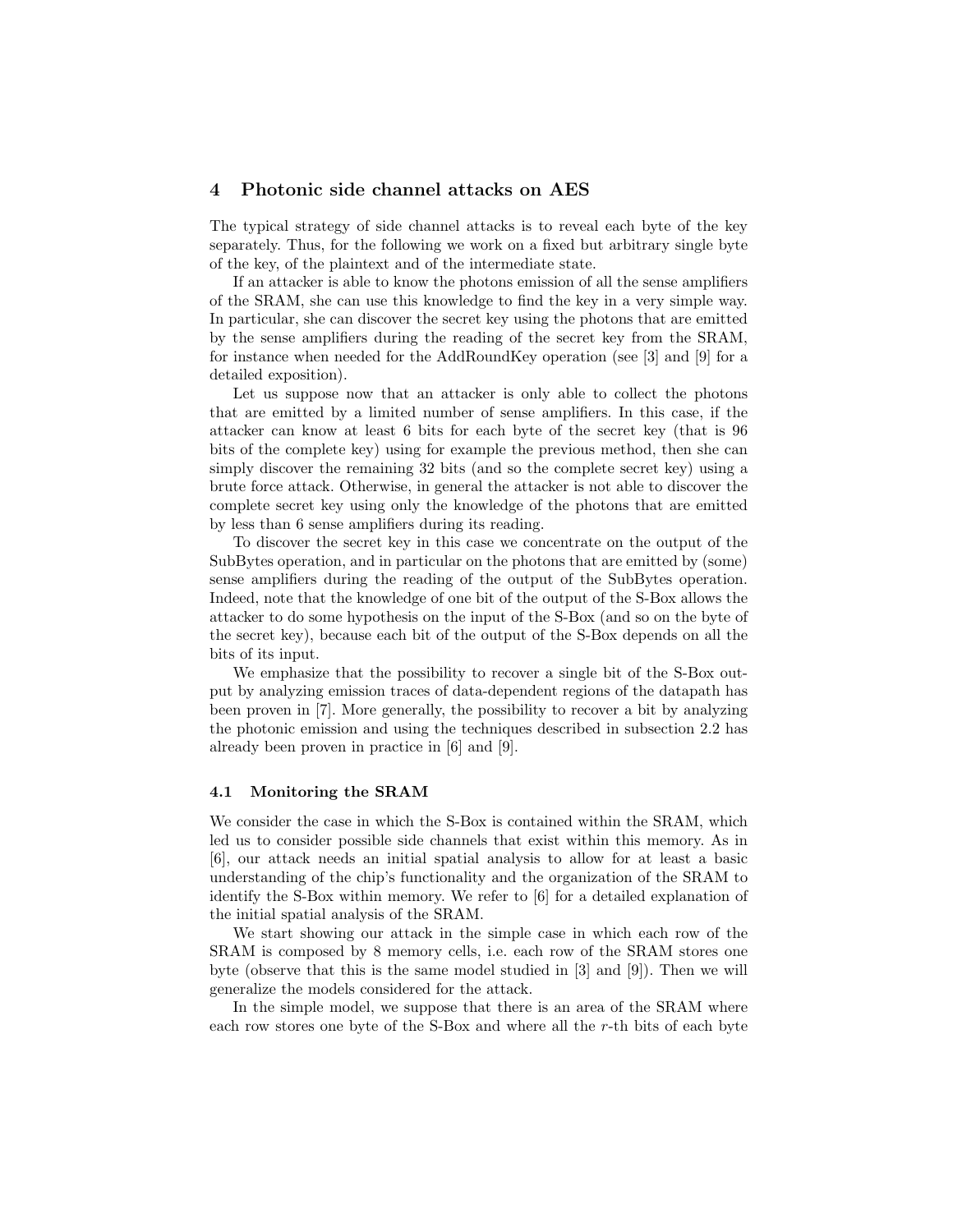## 4 Photonic side channel attacks on AES

The typical strategy of side channel attacks is to reveal each byte of the key separately. Thus, for the following we work on a fixed but arbitrary single byte of the key, of the plaintext and of the intermediate state.

If an attacker is able to know the photons emission of all the sense amplifiers of the SRAM, she can use this knowledge to find the key in a very simple way. In particular, she can discover the secret key using the photons that are emitted by the sense amplifiers during the reading of the secret key from the SRAM, for instance when needed for the AddRoundKey operation (see [3] and [9] for a detailed exposition).

Let us suppose now that an attacker is only able to collect the photons that are emitted by a limited number of sense amplifiers. In this case, if the attacker can know at least 6 bits for each byte of the secret key (that is 96 bits of the complete key) using for example the previous method, then she can simply discover the remaining 32 bits (and so the complete secret key) using a brute force attack. Otherwise, in general the attacker is not able to discover the complete secret key using only the knowledge of the photons that are emitted by less than 6 sense amplifiers during its reading.

To discover the secret key in this case we concentrate on the output of the SubBytes operation, and in particular on the photons that are emitted by (some) sense amplifiers during the reading of the output of the SubBytes operation. Indeed, note that the knowledge of one bit of the output of the S-Box allows the attacker to do some hypothesis on the input of the S-Box (and so on the byte of the secret key), because each bit of the output of the S-Box depends on all the bits of its input.

We emphasize that the possibility to recover a single bit of the S-Box output by analyzing emission traces of data-dependent regions of the datapath has been proven in [7]. More generally, the possibility to recover a bit by analyzing the photonic emission and using the techniques described in subsection 2.2 has already been proven in practice in [6] and [9].

### 4.1 Monitoring the SRAM

We consider the case in which the S-Box is contained within the SRAM, which led us to consider possible side channels that exist within this memory. As in [6], our attack needs an initial spatial analysis to allow for at least a basic understanding of the chip's functionality and the organization of the SRAM to identify the S-Box within memory. We refer to [6] for a detailed explanation of the initial spatial analysis of the SRAM.

We start showing our attack in the simple case in which each row of the SRAM is composed by 8 memory cells, i.e. each row of the SRAM stores one byte (observe that this is the same model studied in [3] and [9]). Then we will generalize the models considered for the attack.

In the simple model, we suppose that there is an area of the SRAM where each row stores one byte of the S-Box and where all the $r$-th bits of each byte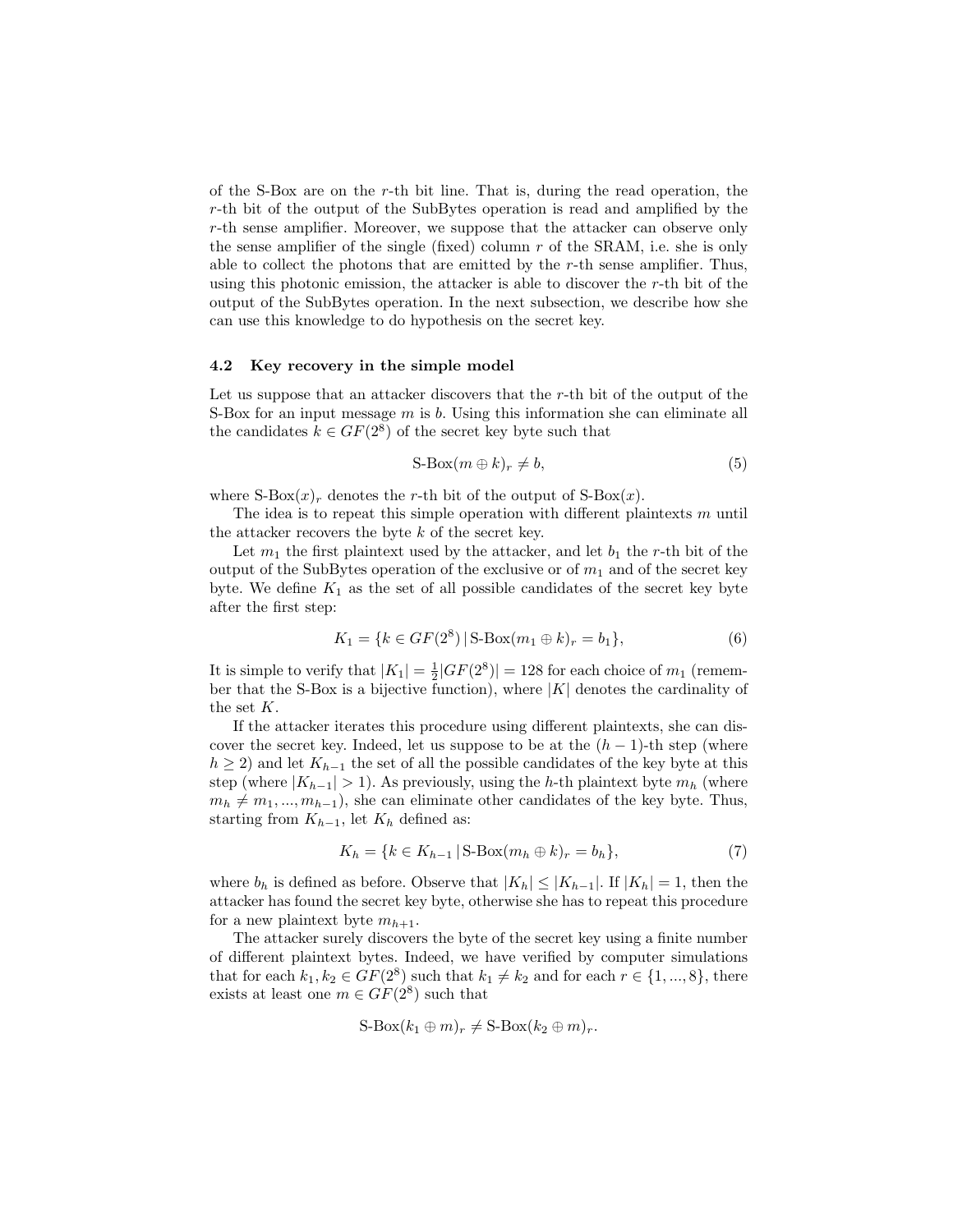of the S-Box are on the $r$-th bit line. That is, during the read operation, the $r$-th bit of the output of the SubBytes operation is read and amplified by the $r$-th sense amplifier. Moreover, we suppose that the attacker can observe only the sense amplifier of the single (fixed) column $r$ of the SRAM, i.e. she is only able to collect the photons that are emitted by the $r$-th sense amplifier. Thus, using this photonic emission, the attacker is able to discover the $r$-th bit of the output of the SubBytes operation. In the next subsection, we describe how she can use this knowledge to do hypothesis on the secret key.

### 4.2 Key recovery in the simple model

Let us suppose that an attacker discovers that the $r$-th bit of the output of the S-Box for an input message $m$ is $b$. Using this information she can eliminate all the candidates $k \in GF(2^8)$ of the secret key byte such that

$$\text{S-Box}(m \oplus k)_r \neq b, \tag{5}$$

where $\text{S-Box}(x)_r$ denotes the $r$-th bit of the output of $\text{S-Box}(x)$.

The idea is to repeat this simple operation with different plaintexts $m$ until the attacker recovers the byte $k$ of the secret key.

Let $m_1$ the first plaintext used by the attacker, and let $b_1$ the $r$-th bit of the output of the SubBytes operation of the exclusive or of $m_1$ and of the secret key byte. We define $K_1$ as the set of all possible candidates of the secret key byte after the first step:

$$K_1 = \{k \in GF(2^8) \,|\, \text{S-Box}(m_1 \oplus k)_r = b_1\}, \tag{6}$$

It is simple to verify that $|K_1| = \frac{1}{2}|GF(2^8)| = 128$ for each choice of $m_1$ (remember that the S-Box is a bijective function), where $|K|$ denotes the cardinality of the set $K$.

If the attacker iterates this procedure using different plaintexts, she can discover the secret key. Indeed, let us suppose to be at the $(h-1)$-th step (where $h \geq 2$) and let $K_{h-1}$ the set of all the possible candidates of the key byte at this step (where $|K_{h-1}| > 1$). As previously, using the $h$-th plaintext byte $m_h$ (where $m_h \neq m_1, ..., m_{h-1}$), she can eliminate other candidates of the key byte. Thus, starting from $K_{h-1}$, let $K_h$ defined as:

$$K_h = \{k \in K_{h-1} \,|\, \text{S-Box}(m_h \oplus k)_r = b_h\}, \tag{7}$$

where $b_h$ is defined as before. Observe that $|K_h| \leq |K_{h-1}|$. If $|K_h| = 1$, then the attacker has found the secret key byte, otherwise she has to repeat this procedure for a new plaintext byte $m_{h+1}$.

The attacker surely discovers the byte of the secret key using a finite number of different plaintext bytes. Indeed, we have verified by computer simulations that for each $k_1, k_2 \in GF(2^8)$ such that $k_1 \neq k_2$ and for each $r \in \{1, ..., 8\}$, there exists at least one $m \in GF(2^8)$ such that

$$\text{S-Box}(k_1 \oplus m)_r \neq \text{S-Box}(k_2 \oplus m)_r.$$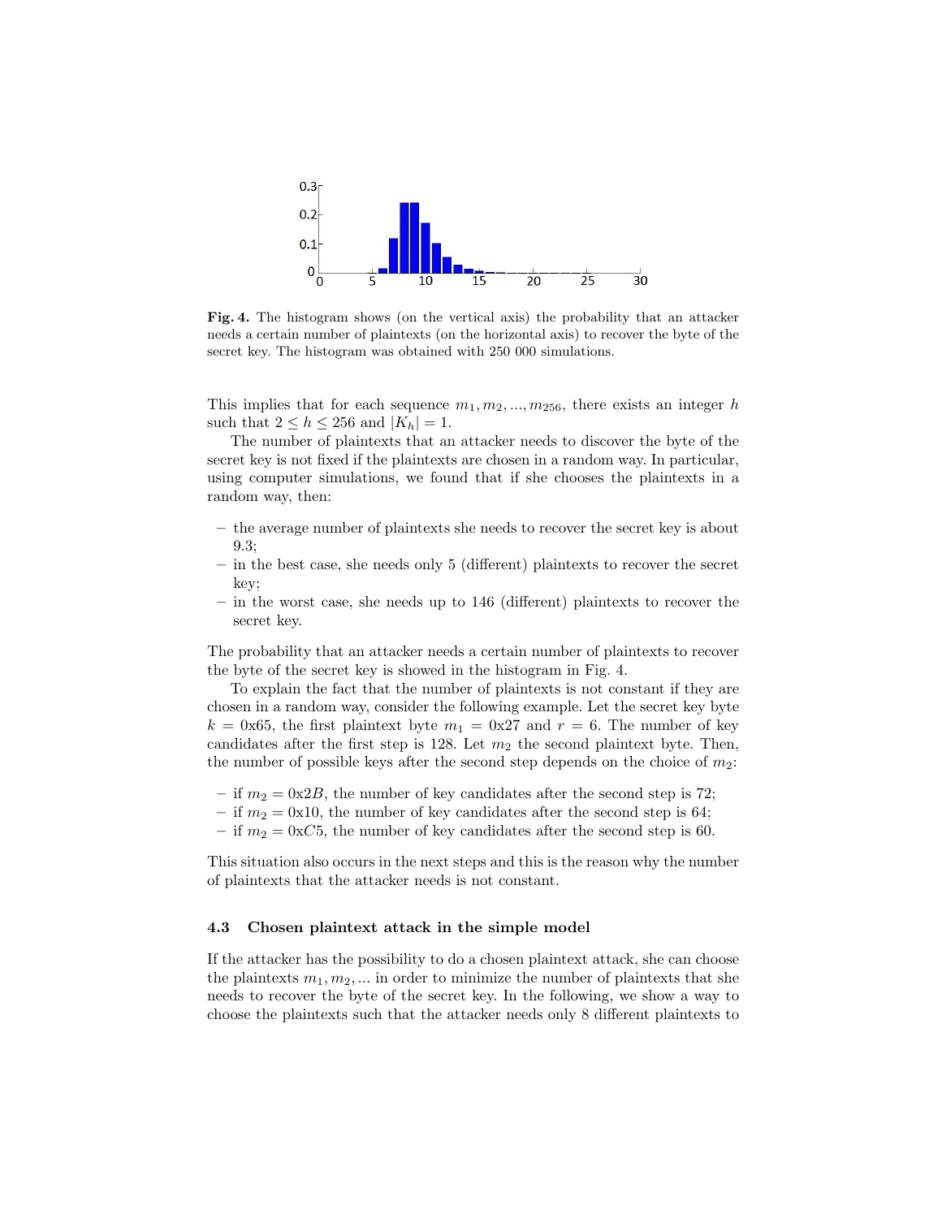**Fig. 4.** The histogram shows (on the vertical axis) the probability that an attacker needs a certain number of plaintexts (on the horizontal axis) to recover the byte of the secret key. The histogram was obtained with 250 000 simulations.

This implies that for each sequence $m_1, m_2, ..., m_{256}$, there exists an integer $h$ such that $2 \leq h \leq 256$ and $|K_h| = 1$.

The number of plaintexts that an attacker needs to discover the byte of the secret key is not fixed if the plaintexts are chosen in a random way. In particular, using computer simulations, we found that if she chooses the plaintexts in a random way, then:

- the average number of plaintexts she needs to recover the secret key is about 9.3;
- in the best case, she needs only 5 (different) plaintexts to recover the secret key;
- in the worst case, she needs up to 146 (different) plaintexts to recover the secret key.

The probability that an attacker needs a certain number of plaintexts to recover the byte of the secret key is showed in the histogram in Fig. 4.

To explain the fact that the number of plaintexts is not constant if they are chosen in a random way, consider the following example. Let the secret key byte $k$ = 0x65, the first plaintext byte $m_1$ = 0x27 and $r = 6$. The number of key candidates after the first step is 128. Let $m_2$ the second plaintext byte. Then, the number of possible keys after the second step depends on the choice of $m_2$:

- if $m_2$ = 0x2$B$, the number of key candidates after the second step is 72;
- if $m_2$ = 0x10, the number of key candidates after the second step is 64;
- if $m_2$ = 0x$C$5, the number of key candidates after the second step is 60.

This situation also occurs in the next steps and this is the reason why the number of plaintexts that the attacker needs is not constant.

### 4.3 Chosen plaintext attack in the simple model

If the attacker has the possibility to do a chosen plaintext attack, she can choose the plaintexts $m_1, m_2, ...$ in order to minimize the number of plaintexts that she needs to recover the byte of the secret key. In the following, we show a way to choose the plaintexts such that the attacker needs only 8 different plaintexts to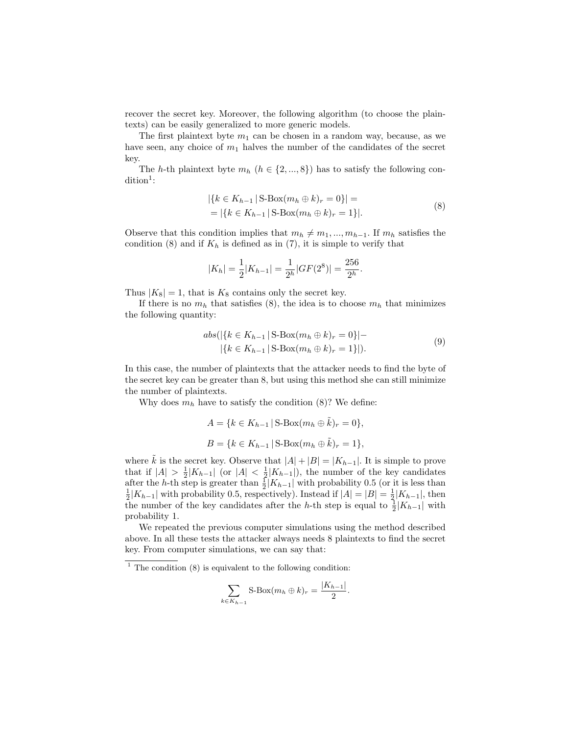recover the secret key. Moreover, the following algorithm (to choose the plaintexts) can be easily generalized to more generic models.

The first plaintext byte $m_1$ can be chosen in a random way, because, as we have seen, any choice of $m_1$ halves the number of the candidates of the secret key.

The $h$-th plaintext byte $m_h$ ($h \in \{2, ..., 8\}$) has to satisfy the following condition[1]:

$$\begin{aligned} &|\{k \in K_{h-1} \,|\, \text{S-Box}(m_h \oplus k)_r = 0\}| = \\ &= |\{k \in K_{h-1} \,|\, \text{S-Box}(m_h \oplus k)_r = 1\}|. \end{aligned} \tag{8}$$

Observe that this condition implies that $m_h \neq m_1, ..., m_{h-1}$. If $m_h$ satisfies the condition (8) and if $K_h$ is defined as in (7), it is simple to verify that

$$|K_h| = \frac{1}{2}|K_{h-1}| = \frac{1}{2^h}|GF(2^8)| = \frac{256}{2^h}.$$

Thus $|K_8| = 1$, that is $K_8$ contains only the secret key.

If there is no $m_h$ that satisfies (8), the idea is to choose $m_h$ that minimizes the following quantity:

$$\begin{aligned} abs(&|\{k \in K_{h-1} \,|\, \text{S-Box}(m_h \oplus k)_r = 0\}| - \\ &|\{k \in K_{h-1} \,|\, \text{S-Box}(m_h \oplus k)_r = 1\}|). \end{aligned} \tag{9}$$

In this case, the number of plaintexts that the attacker needs to find the byte of the secret key can be greater than 8, but using this method she can still minimize the number of plaintexts.

Why does $m_h$ have to satisfy the condition (8)? We define:

$$A = \{k \in K_{h-1} \,|\, \text{S-Box}(m_h \oplus \tilde{k})_r = 0\},$$

$$B = \{k \in K_{h-1} \,|\, \text{S-Box}(m_h \oplus \tilde{k})_r = 1\},$$

where $\tilde{k}$ is the secret key. Observe that $|A| + |B| = |K_{h-1}|$. It is simple to prove that if $|A| > \frac{1}{2}|K_{h-1}|$ (or $|A| < \frac{1}{2}|K_{h-1}|$), the number of the key candidates after the $h$-th step is greater than $\frac{1}{2}|K_{h-1}|$ with probability 0.5 (or it is less than $\frac{1}{2}|K_{h-1}|$ with probability 0.5, respectively). Instead if $|A| = |B| = \frac{1}{2}|K_{h-1}|$, then the number of the key candidates after the $h$-th step is equal to $\frac{1}{2}|K_{h-1}|$ with probability 1.

We repeated the previous computer simulations using the method described above. In all these tests the attacker always needs 8 plaintexts to find the secret key. From computer simulations, we can say that:

---

[1] The condition (8) is equivalent to the following condition:

$$\sum_{k \in K_{h-1}} \text{S-Box}(m_h \oplus k)_r = \frac{|K_{h-1}|}{2}.$$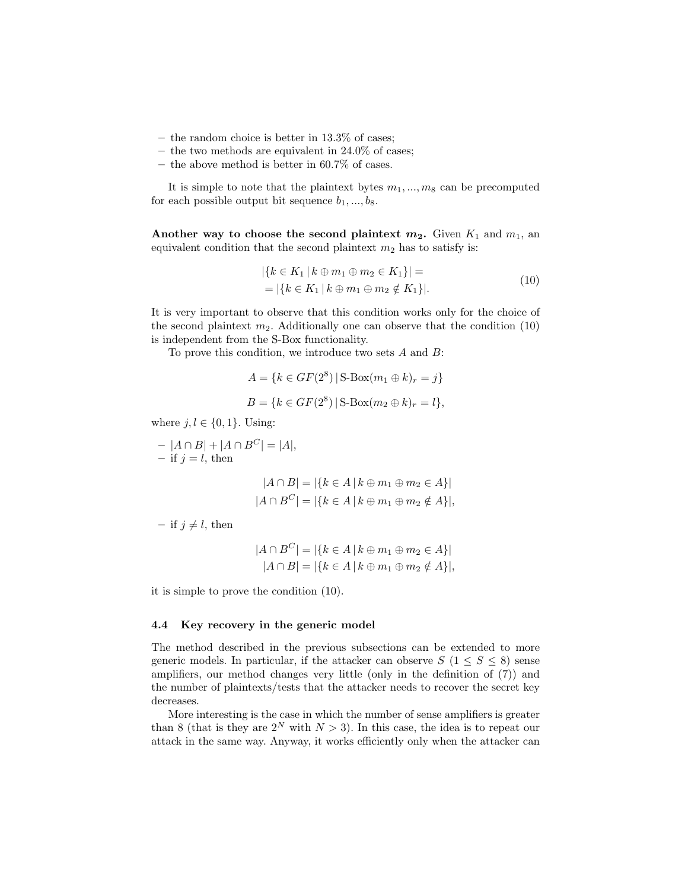- the random choice is better in 13.3% of cases;
- the two methods are equivalent in 24.0% of cases;
- the above method is better in 60.7% of cases.

It is simple to note that the plaintext bytes $m_1, ..., m_8$ can be precomputed for each possible output bit sequence $b_1, ..., b_8$.

**Another way to choose the second plaintext $m_2$.** Given $K_1$ and $m_1$, an equivalent condition that the second plaintext $m_2$ has to satisfy is:

$$
\begin{aligned}
&|\{k \in K_1 \,|\, k \oplus m_1 \oplus m_2 \in K_1\}| = \\
&= |\{k \in K_1 \,|\, k \oplus m_1 \oplus m_2 \notin K_1\}|.
\end{aligned}
\tag{10}
$$

It is very important to observe that this condition works only for the choice of the second plaintext $m_2$. Additionally one can observe that the condition (10) is independent from the S-Box functionality.

To prove this condition, we introduce two sets $A$ and $B$:

$$A = \{k \in GF(2^8) \,|\, \text{S-Box}(m_1 \oplus k)_r = j\}$$

$$B = \{k \in GF(2^8) \,|\, \text{S-Box}(m_2 \oplus k)_r = l\},$$

where $j, l \in \{0, 1\}$. Using:

- $|A \cap B| + |A \cap B^C| = |A|$,
- if $j = l$, then

$$
\begin{aligned}
|A \cap B| &= |\{k \in A \,|\, k \oplus m_1 \oplus m_2 \in A\}| \\
|A \cap B^C| &= |\{k \in A \,|\, k \oplus m_1 \oplus m_2 \notin A\}|,
\end{aligned}
$$

- if $j \neq l$, then

$$
\begin{aligned}
|A \cap B^C| &= |\{k \in A \,|\, k \oplus m_1 \oplus m_2 \in A\}| \\
|A \cap B| &= |\{k \in A \,|\, k \oplus m_1 \oplus m_2 \notin A\}|,
\end{aligned}
$$

it is simple to prove the condition (10).

### 4.4 Key recovery in the generic model

The method described in the previous subsections can be extended to more generic models. In particular, if the attacker can observe $S$ ($1 \leq S \leq 8$) sense amplifiers, our method changes very little (only in the definition of (7)) and the number of plaintexts/tests that the attacker needs to recover the secret key decreases.

More interesting is the case in which the number of sense amplifiers is greater than 8 (that is they are $2^N$ with $N > 3$). In this case, the idea is to repeat our attack in the same way. Anyway, it works efficiently only when the attacker can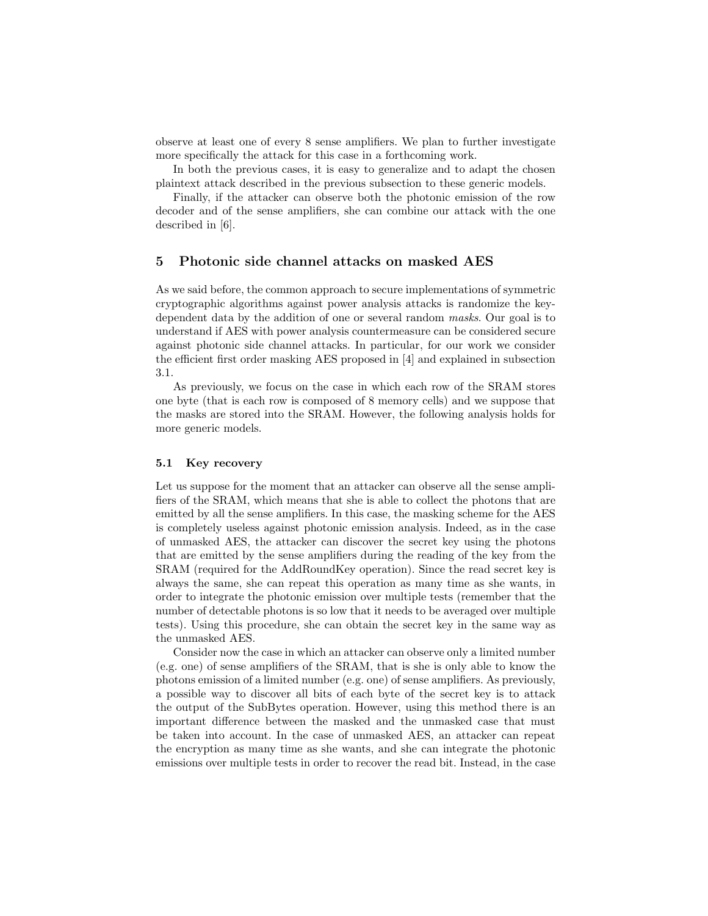observe at least one of every 8 sense amplifiers. We plan to further investigate more specifically the attack for this case in a forthcoming work.

In both the previous cases, it is easy to generalize and to adapt the chosen plaintext attack described in the previous subsection to these generic models.

Finally, if the attacker can observe both the photonic emission of the row decoder and of the sense amplifiers, she can combine our attack with the one described in [6].

## 5 Photonic side channel attacks on masked AES

As we said before, the common approach to secure implementations of symmetric cryptographic algorithms against power analysis attacks is randomize the key-dependent data by the addition of one or several random *masks*. Our goal is to understand if AES with power analysis countermeasure can be considered secure against photonic side channel attacks. In particular, for our work we consider the efficient first order masking AES proposed in [4] and explained in subsection 3.1.

As previously, we focus on the case in which each row of the SRAM stores one byte (that is each row is composed of 8 memory cells) and we suppose that the masks are stored into the SRAM. However, the following analysis holds for more generic models.

### 5.1 Key recovery

Let us suppose for the moment that an attacker can observe all the sense amplifiers of the SRAM, which means that she is able to collect the photons that are emitted by all the sense amplifiers. In this case, the masking scheme for the AES is completely useless against photonic emission analysis. Indeed, as in the case of unmasked AES, the attacker can discover the secret key using the photons that are emitted by the sense amplifiers during the reading of the key from the SRAM (required for the AddRoundKey operation). Since the read secret key is always the same, she can repeat this operation as many time as she wants, in order to integrate the photonic emission over multiple tests (remember that the number of detectable photons is so low that it needs to be averaged over multiple tests). Using this procedure, she can obtain the secret key in the same way as the unmasked AES.

Consider now the case in which an attacker can observe only a limited number (e.g. one) of sense amplifiers of the SRAM, that is she is only able to know the photons emission of a limited number (e.g. one) of sense amplifiers. As previously, a possible way to discover all bits of each byte of the secret key is to attack the output of the SubBytes operation. However, using this method there is an important difference between the masked and the unmasked case that must be taken into account. In the case of unmasked AES, an attacker can repeat the encryption as many time as she wants, and she can integrate the photonic emissions over multiple tests in order to recover the read bit. Instead, in the case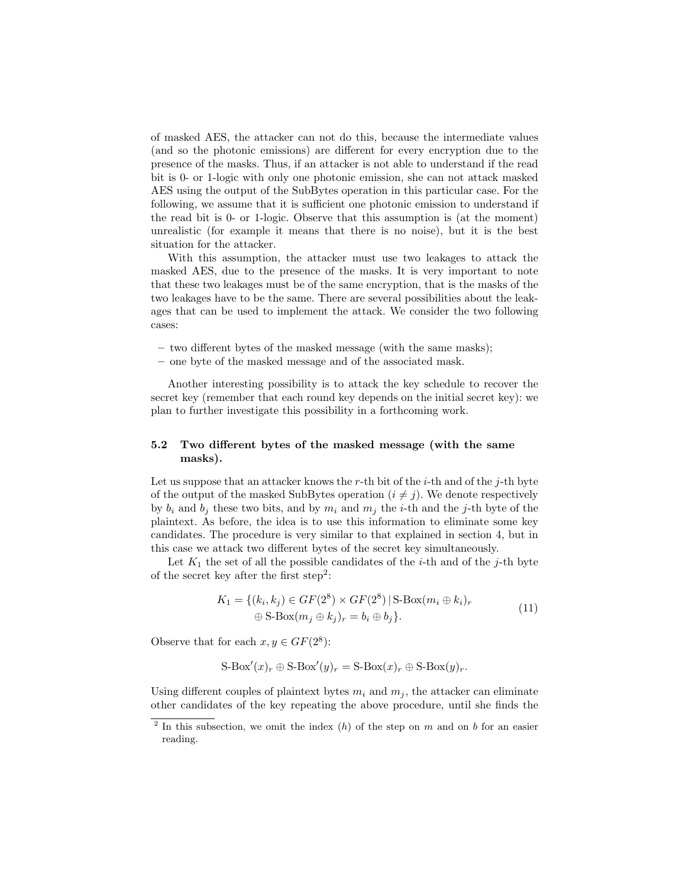of masked AES, the attacker can not do this, because the intermediate values (and so the photonic emissions) are different for every encryption due to the presence of the masks. Thus, if an attacker is not able to understand if the read bit is 0- or 1-logic with only one photonic emission, she can not attack masked AES using the output of the SubBytes operation in this particular case. For the following, we assume that it is sufficient one photonic emission to understand if the read bit is 0- or 1-logic. Observe that this assumption is (at the moment) unrealistic (for example it means that there is no noise), but it is the best situation for the attacker.

With this assumption, the attacker must use two leakages to attack the masked AES, due to the presence of the masks. It is very important to note that these two leakages must be of the same encryption, that is the masks of the two leakages have to be the same. There are several possibilities about the leakages that can be used to implement the attack. We consider the two following cases:

- two different bytes of the masked message (with the same masks);
- one byte of the masked message and of the associated mask.

Another interesting possibility is to attack the key schedule to recover the secret key (remember that each round key depends on the initial secret key): we plan to further investigate this possibility in a forthcoming work.

### 5.2 Two different bytes of the masked message (with the same masks).

Let us suppose that an attacker knows the $r$-th bit of the $i$-th and of the $j$-th byte of the output of the masked SubBytes operation ($i \neq j$). We denote respectively by $b_i$ and $b_j$ these two bits, and by $m_i$ and $m_j$ the $i$-th and the $j$-th byte of the plaintext. As before, the idea is to use this information to eliminate some key candidates. The procedure is very similar to that explained in section 4, but in this case we attack two different bytes of the secret key simultaneously.

Let $K_1$ the set of all the possible candidates of the $i$-th and of the $j$-th byte of the secret key after the first step[2]:

$$K_1 = \{(k_i, k_j) \in GF(2^8) \times GF(2^8) \,|\, \text{S-Box}(m_i \oplus k_i)_r \oplus \text{S-Box}(m_j \oplus k_j)_r = b_i \oplus b_j\}. \tag{11}$$

Observe that for each $x, y \in GF(2^8)$:

$$\text{S-Box}'(x)_r \oplus \text{S-Box}'(y)_r = \text{S-Box}(x)_r \oplus \text{S-Box}(y)_r.$$

Using different couples of plaintext bytes $m_i$ and $m_j$, the attacker can eliminate other candidates of the key repeating the above procedure, until she finds the

[2] In this subsection, we omit the index $(h)$ of the step on $m$ and on $b$ for an easier reading.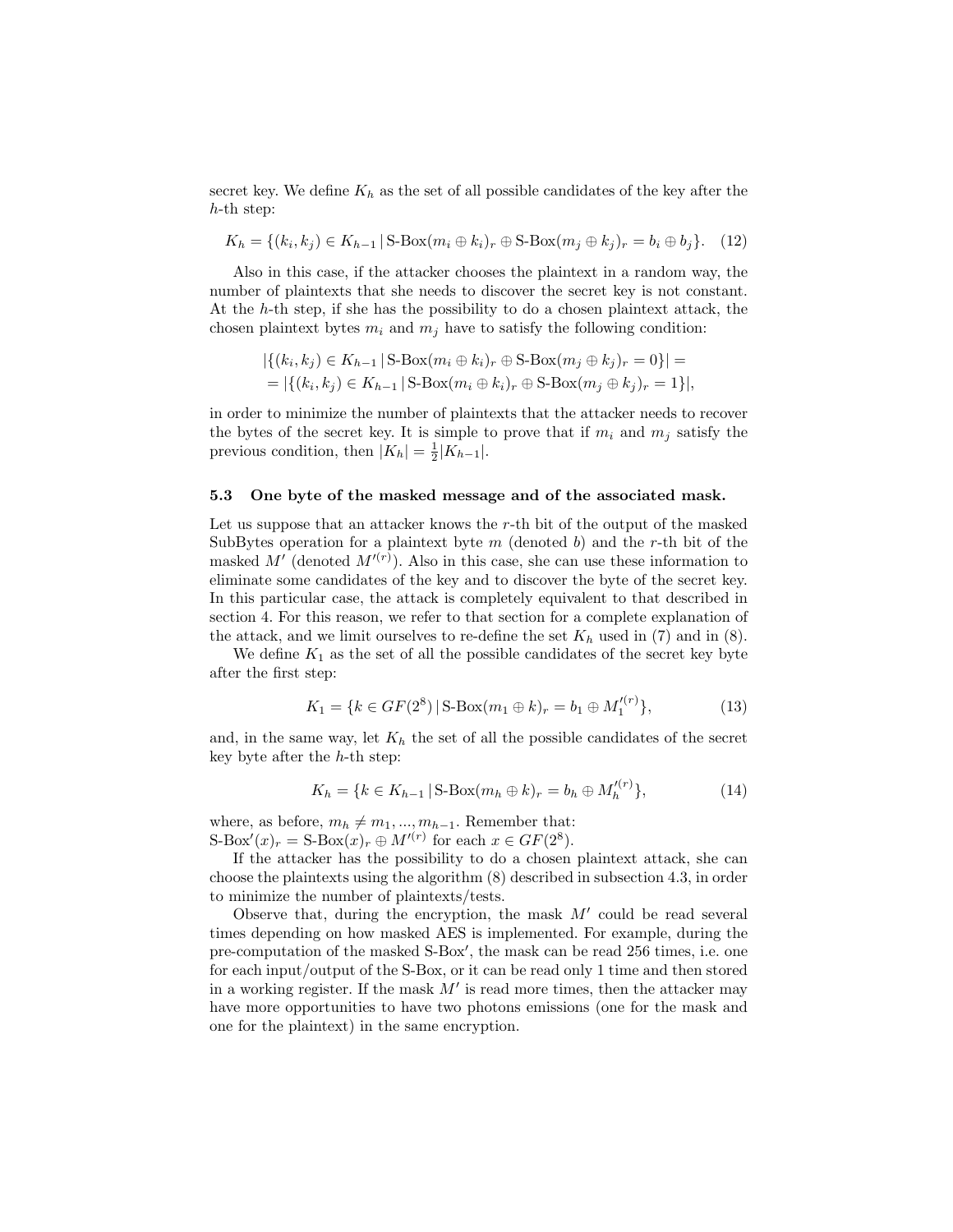secret key. We define $K_h$ as the set of all possible candidates of the key after the $h$-th step:

$$K_h = \{(k_i, k_j) \in K_{h-1} \,|\, \text{S-Box}(m_i \oplus k_i)_r \oplus \text{S-Box}(m_j \oplus k_j)_r = b_i \oplus b_j\}. \quad (12)$$

Also in this case, if the attacker chooses the plaintext in a random way, the number of plaintexts that she needs to discover the secret key is not constant. At the $h$-th step, if she has the possibility to do a chosen plaintext attack, the chosen plaintext bytes $m_i$ and $m_j$ have to satisfy the following condition:

$$\begin{aligned} &|\{(k_i, k_j) \in K_{h-1} \,|\, \text{S-Box}(m_i \oplus k_i)_r \oplus \text{S-Box}(m_j \oplus k_j)_r = 0\}| = \\ &= |\{(k_i, k_j) \in K_{h-1} \,|\, \text{S-Box}(m_i \oplus k_i)_r \oplus \text{S-Box}(m_j \oplus k_j)_r = 1\}|, \end{aligned}$$

in order to minimize the number of plaintexts that the attacker needs to recover the bytes of the secret key. It is simple to prove that if $m_i$ and $m_j$ satisfy the previous condition, then $|K_h| = \frac{1}{2}|K_{h-1}|$.

### 5.3 One byte of the masked message and of the associated mask.

Let us suppose that an attacker knows the $r$-th bit of the output of the masked SubBytes operation for a plaintext byte $m$ (denoted $b$) and the $r$-th bit of the masked $M'$ (denoted $M'^{(r)}$). Also in this case, she can use these information to eliminate some candidates of the key and to discover the byte of the secret key. In this particular case, the attack is completely equivalent to that described in section 4. For this reason, we refer to that section for a complete explanation of the attack, and we limit ourselves to re-define the set $K_h$ used in (7) and in (8).

We define $K_1$ as the set of all the possible candidates of the secret key byte after the first step:

$$K_1 = \{k \in GF(2^8) \,|\, \text{S-Box}(m_1 \oplus k)_r = b_1 \oplus M_1'^{(r)}\}, \quad (13)$$

and, in the same way, let $K_h$ the set of all the possible candidates of the secret key byte after the $h$-th step:

$$K_h = \{k \in K_{h-1} \,|\, \text{S-Box}(m_h \oplus k)_r = b_h \oplus M_h'^{(r)}\}, \quad (14)$$

where, as before, $m_h \neq m_1, ..., m_{h-1}$. Remember that:
$\text{S-Box}'(x)_r = \text{S-Box}(x)_r \oplus M'^{(r)}$ for each $x \in GF(2^8)$.

If the attacker has the possibility to do a chosen plaintext attack, she can choose the plaintexts using the algorithm (8) described in subsection 4.3, in order to minimize the number of plaintexts/tests.

Observe that, during the encryption, the mask $M'$ could be read several times depending on how masked AES is implemented. For example, during the pre-computation of the masked S-Box′, the mask can be read 256 times, i.e. one for each input/output of the S-Box, or it can be read only 1 time and then stored in a working register. If the mask $M'$ is read more times, then the attacker may have more opportunities to have two photons emissions (one for the mask and one for the plaintext) in the same encryption.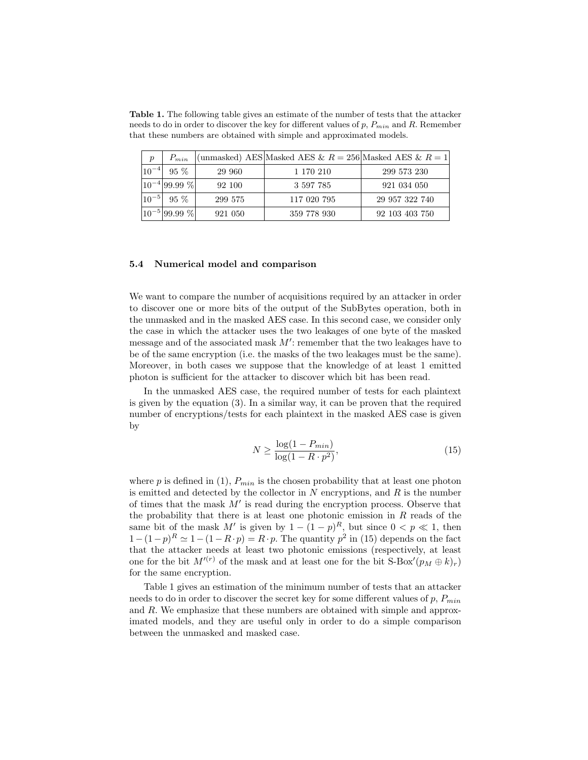**Table 1.** The following table gives an estimate of the number of tests that the attacker needs to do in order to discover the key for different values of $p$, $P_{min}$ and $R$. Remember that these numbers are obtained with simple and approximated models.

| $p$ | $P_{min}$ | (unmasked) AES | Masked AES & $R = 256$ | Masked AES & $R = 1$ |
|---|---|---|---|---|
| $10^{-4}$ | 95 % | 29 960 | 1 170 210 | 299 573 230 |
| $10^{-4}$ | 99.99 % | 92 100 | 3 597 785 | 921 034 050 |
| $10^{-5}$ | 95 % | 299 575 | 117 020 795 | 29 957 322 740 |
| $10^{-5}$ | 99.99 % | 921 050 | 359 778 930 | 92 103 403 750 |

### 5.4 Numerical model and comparison

We want to compare the number of acquisitions required by an attacker in order to discover one or more bits of the output of the SubBytes operation, both in the unmasked and in the masked AES case. In this second case, we consider only the case in which the attacker uses the two leakages of one byte of the masked message and of the associated mask $M'$: remember that the two leakages have to be of the same encryption (i.e. the masks of the two leakages must be the same). Moreover, in both cases we suppose that the knowledge of at least 1 emitted photon is sufficient for the attacker to discover which bit has been read.

In the unmasked AES case, the required number of tests for each plaintext is given by the equation (3). In a similar way, it can be proven that the required number of encryptions/tests for each plaintext in the masked AES case is given by

$$N \geq \frac{\log(1 - P_{min})}{\log(1 - R \cdot p^2)}, \tag{15}$$

where $p$ is defined in (1), $P_{min}$ is the chosen probability that at least one photon is emitted and detected by the collector in $N$ encryptions, and $R$ is the number of times that the mask $M'$ is read during the encryption process. Observe that the probability that there is at least one photonic emission in $R$ reads of the same bit of the mask $M'$ is given by $1 - (1 - p)^R$, but since $0 < p \ll 1$, then $1 - (1 - p)^R \simeq 1 - (1 - R \cdot p) = R \cdot p$. The quantity $p^2$ in (15) depends on the fact that the attacker needs at least two photonic emissions (respectively, at least one for the bit $M'^{(r)}$ of the mask and at least one for the bit $\text{S-Box}'(p_M \oplus k)_r$) for the same encryption.

Table 1 gives an estimation of the minimum number of tests that an attacker needs to do in order to discover the secret key for some different values of $p$, $P_{min}$ and $R$. We emphasize that these numbers are obtained with simple and approximated models, and they are useful only in order to do a simple comparison between the unmasked and masked case.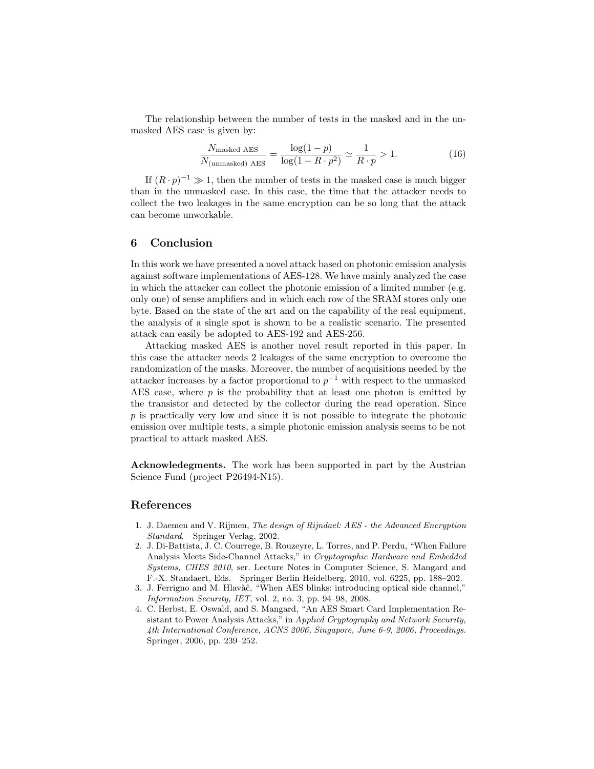The relationship between the number of tests in the masked and in the unmasked AES case is given by:

$$\frac{N_{\text{masked AES}}}{N_{\text{(unmasked) AES}}} = \frac{\log(1-p)}{\log(1-R \cdot p^2)} \simeq \frac{1}{R \cdot p} > 1. \tag{16}$$

If $(R \cdot p)^{-1} \gg 1$, then the number of tests in the masked case is much bigger than in the unmasked case. In this case, the time that the attacker needs to collect the two leakages in the same encryption can be so long that the attack can become unworkable.

## 6 Conclusion

In this work we have presented a novel attack based on photonic emission analysis against software implementations of AES-128. We have mainly analyzed the case in which the attacker can collect the photonic emission of a limited number (e.g. only one) of sense amplifiers and in which each row of the SRAM stores only one byte. Based on the state of the art and on the capability of the real equipment, the analysis of a single spot is shown to be a realistic scenario. The presented attack can easily be adopted to AES-192 and AES-256.

Attacking masked AES is another novel result reported in this paper. In this case the attacker needs 2 leakages of the same encryption to overcome the randomization of the masks. Moreover, the number of acquisitions needed by the attacker increases by a factor proportional to $p^{-1}$ with respect to the unmasked AES case, where $p$ is the probability that at least one photon is emitted by the transistor and detected by the collector during the read operation. Since $p$ is practically very low and since it is not possible to integrate the photonic emission over multiple tests, a simple photonic emission analysis seems to be not practical to attack masked AES.

**Acknowledgements.** The work has been supported in part by the Austrian Science Fund (project P26494-N15).

## References

1. J. Daemen and V. Rijmen, *The design of Rijndael: AES - the Advanced Encryption Standard*. Springer Verlag, 2002.
2. J. Di-Battista, J. C. Courrege, B. Rouzeyre, L. Torres, and P. Perdu, "When Failure Analysis Meets Side-Channel Attacks," in *Cryptographic Hardware and Embedded Systems, CHES 2010*, ser. Lecture Notes in Computer Science, S. Mangard and F.-X. Standaert, Eds. Springer Berlin Heidelberg, 2010, vol. 6225, pp. 188–202.
3. J. Ferrigno and M. Hlavàĉ, "When AES blinks: introducing optical side channel," *Information Security, IET*, vol. 2, no. 3, pp. 94–98, 2008.
4. C. Herbst, E. Oswald, and S. Mangard, "An AES Smart Card Implementation Resistant to Power Analysis Attacks," in *Applied Cryptography and Network Security, 4th International Conference, ACNS 2006, Singapore, June 6-9, 2006, Proceedings.* Springer, 2006, pp. 239–252.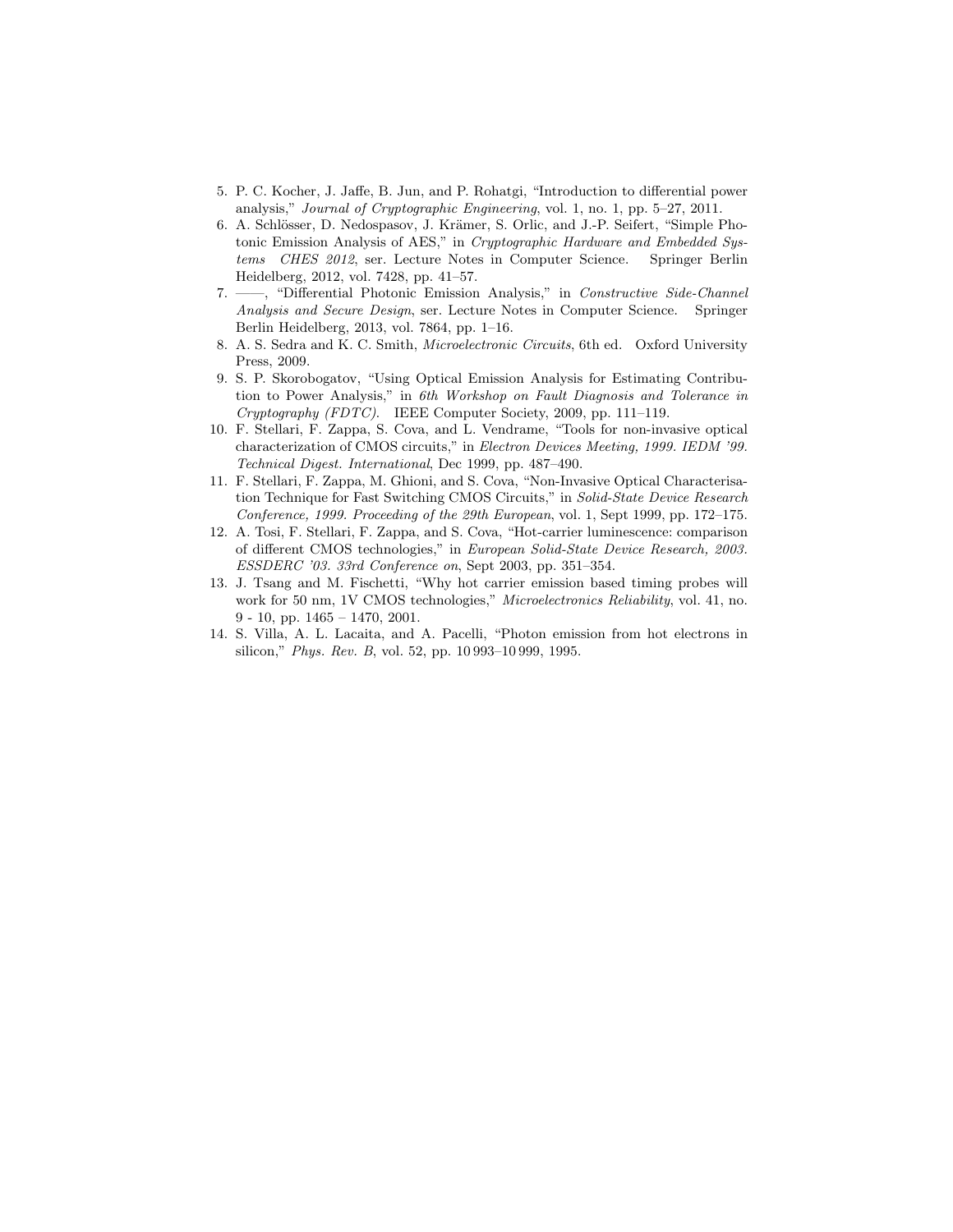5. P. C. Kocher, J. Jaffe, B. Jun, and P. Rohatgi, "Introduction to differential power analysis," *Journal of Cryptographic Engineering*, vol. 1, no. 1, pp. 5–27, 2011.
6. A. Schlösser, D. Nedospasov, J. Krämer, S. Orlic, and J.-P. Seifert, "Simple Photonic Emission Analysis of AES," in *Cryptographic Hardware and Embedded Systems CHES 2012*, ser. Lecture Notes in Computer Science. Springer Berlin Heidelberg, 2012, vol. 7428, pp. 41–57.
7. ——, "Differential Photonic Emission Analysis," in *Constructive Side-Channel Analysis and Secure Design*, ser. Lecture Notes in Computer Science. Springer Berlin Heidelberg, 2013, vol. 7864, pp. 1–16.
8. A. S. Sedra and K. C. Smith, *Microelectronic Circuits*, 6th ed. Oxford University Press, 2009.
9. S. P. Skorobogatov, "Using Optical Emission Analysis for Estimating Contribution to Power Analysis," in *6th Workshop on Fault Diagnosis and Tolerance in Cryptography (FDTC)*. IEEE Computer Society, 2009, pp. 111–119.
10. F. Stellari, F. Zappa, S. Cova, and L. Vendrame, "Tools for non-invasive optical characterization of CMOS circuits," in *Electron Devices Meeting, 1999. IEDM '99. Technical Digest. International*, Dec 1999, pp. 487–490.
11. F. Stellari, F. Zappa, M. Ghioni, and S. Cova, "Non-Invasive Optical Characterisation Technique for Fast Switching CMOS Circuits," in *Solid-State Device Research Conference, 1999. Proceeding of the 29th European*, vol. 1, Sept 1999, pp. 172–175.
12. A. Tosi, F. Stellari, F. Zappa, and S. Cova, "Hot-carrier luminescence: comparison of different CMOS technologies," in *European Solid-State Device Research, 2003. ESSDERC '03. 33rd Conference on*, Sept 2003, pp. 351–354.
13. J. Tsang and M. Fischetti, "Why hot carrier emission based timing probes will work for 50 nm, 1V CMOS technologies," *Microelectronics Reliability*, vol. 41, no. 9 - 10, pp. 1465 – 1470, 2001.
14. S. Villa, A. L. Lacaita, and A. Pacelli, "Photon emission from hot electrons in silicon," *Phys. Rev. B*, vol. 52, pp. 10 993–10 999, 1995.